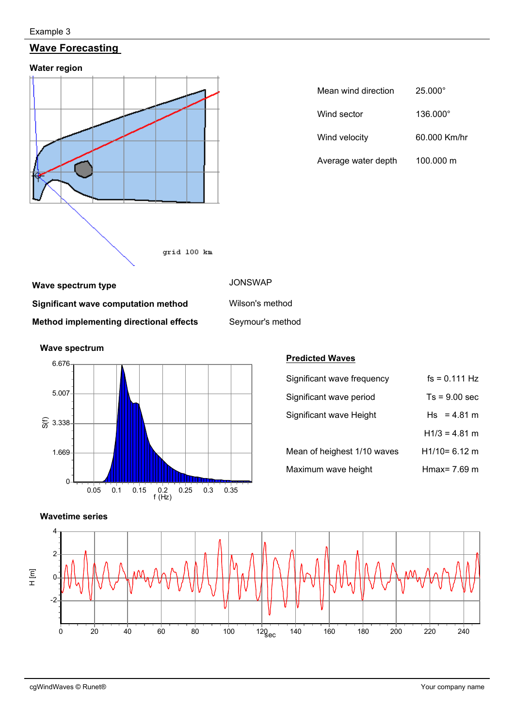Example 3

# Wave Forecasting

## Water region

grid 100 km

| | |
|---|---|
| Mean wind direction | 25.000° |
| Wind sector | 136.000° |
| Wind velocity | 60.000 Km/hr |
| Average water depth | 100.000 m |

| | |
|---|---|
| **Wave spectrum type** | JONSWAP |
| **Significant wave computation method** | Wilson's method |
| **Method implementing directional effects** | Seymour's method |

## Wave spectrum

## Predicted Waves

| | |
|---|---|
| Significant wave frequency | fs = 0.111 Hz |
| Significant wave period | Ts = 9.00 sec |
| Significant wave Height | Hs = 4.81 m |
| | H1/3 = 4.81 m |
| Mean of heighest 1/10 waves | H1/10= 6.12 m |
| Maximum wave height | Hmax= 7.69 m |

## Wavetime series

cgWindWaves © Runet® Your company name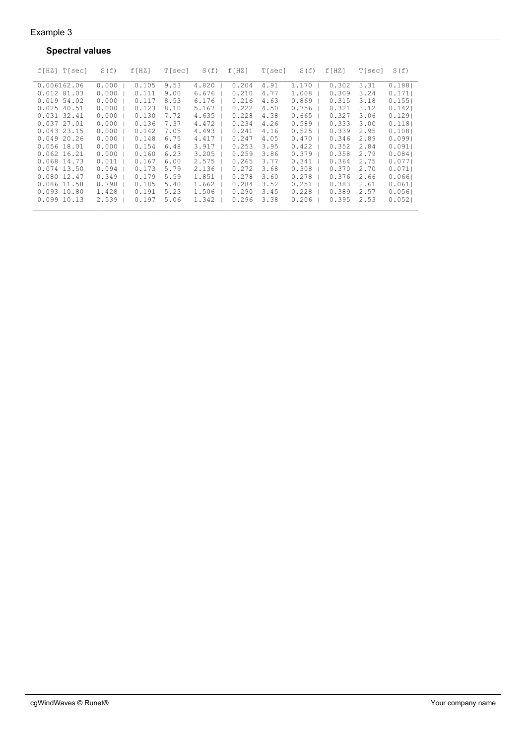## Spectral values

| f[HZ] | T[sec] | S(f) | f[HZ] | T[sec] | S(f) | f[HZ] | T[sec] | S(f) | f[HZ] | T[sec] | S(f) |
|---|---|---|---|---|---|---|---|---|---|---|---|
| 0.006 | 162.06 | 0.000 | 0.105 | 9.53 | 4.820 | 0.204 | 4.91 | 1.170 | 0.302 | 3.31 | 0.188 |
| 0.012 | 81.03 | 0.000 | 0.111 | 9.00 | 6.676 | 0.210 | 4.77 | 1.008 | 0.309 | 3.24 | 0.171 |
| 0.019 | 54.02 | 0.000 | 0.117 | 8.53 | 6.176 | 0.216 | 4.63 | 0.869 | 0.315 | 3.18 | 0.155 |
| 0.025 | 40.51 | 0.000 | 0.123 | 8.10 | 5.167 | 0.222 | 4.50 | 0.756 | 0.321 | 3.12 | 0.142 |
| 0.031 | 32.41 | 0.000 | 0.130 | 7.72 | 4.635 | 0.228 | 4.38 | 0.665 | 0.327 | 3.06 | 0.129 |
| 0.037 | 27.01 | 0.000 | 0.136 | 7.37 | 4.472 | 0.234 | 4.26 | 0.589 | 0.333 | 3.00 | 0.118 |
| 0.043 | 23.15 | 0.000 | 0.142 | 7.05 | 4.493 | 0.241 | 4.16 | 0.525 | 0.339 | 2.95 | 0.108 |
| 0.049 | 20.26 | 0.000 | 0.148 | 6.75 | 4.417 | 0.247 | 4.05 | 0.470 | 0.346 | 2.89 | 0.099 |
| 0.056 | 18.01 | 0.000 | 0.154 | 6.48 | 3.917 | 0.253 | 3.95 | 0.422 | 0.352 | 2.84 | 0.091 |
| 0.062 | 16.21 | 0.000 | 0.160 | 6.23 | 3.205 | 0.259 | 3.86 | 0.379 | 0.358 | 2.79 | 0.084 |
| 0.068 | 14.73 | 0.011 | 0.167 | 6.00 | 2.575 | 0.265 | 3.77 | 0.341 | 0.364 | 2.75 | 0.077 |
| 0.074 | 13.50 | 0.094 | 0.173 | 5.79 | 2.136 | 0.272 | 3.68 | 0.308 | 0.370 | 2.70 | 0.071 |
| 0.080 | 12.47 | 0.349 | 0.179 | 5.59 | 1.851 | 0.278 | 3.60 | 0.278 | 0.376 | 2.66 | 0.066 |
| 0.086 | 11.58 | 0.798 | 0.185 | 5.40 | 1.662 | 0.284 | 3.52 | 0.251 | 0.383 | 2.61 | 0.061 |
| 0.093 | 10.80 | 1.428 | 0.191 | 5.23 | 1.506 | 0.290 | 3.45 | 0.228 | 0.389 | 2.57 | 0.056 |
| 0.099 | 10.13 | 2.539 | 0.197 | 5.06 | 1.342 | 0.296 | 3.38 | 0.206 | 0.395 | 2.53 | 0.052 |